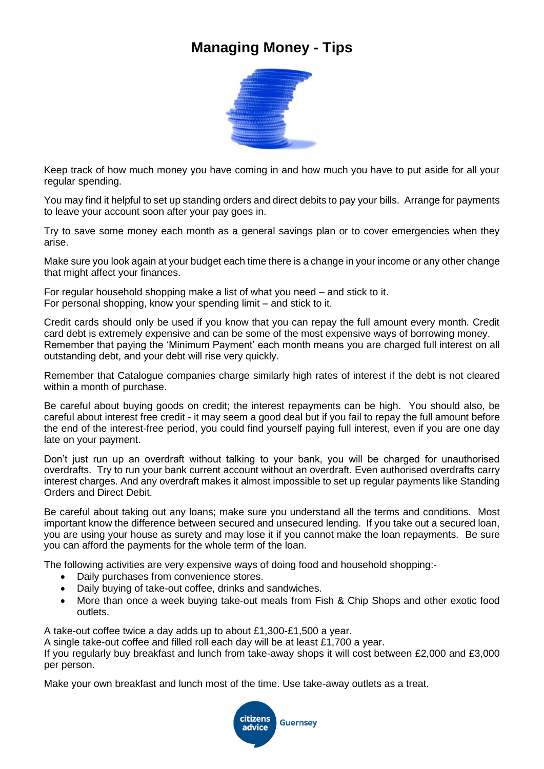# Managing Money - Tips

Keep track of how much money you have coming in and how much you have to put aside for all your regular spending.

You may find it helpful to set up standing orders and direct debits to pay your bills. Arrange for payments to leave your account soon after your pay goes in.

Try to save some money each month as a general savings plan or to cover emergencies when they arise.

Make sure you look again at your budget each time there is a change in your income or any other change that might affect your finances.

For regular household shopping make a list of what you need – and stick to it.
For personal shopping, know your spending limit – and stick to it.

Credit cards should only be used if you know that you can repay the full amount every month. Credit card debt is extremely expensive and can be some of the most expensive ways of borrowing money. Remember that paying the 'Minimum Payment' each month means you are charged full interest on all outstanding debt, and your debt will rise very quickly.

Remember that Catalogue companies charge similarly high rates of interest if the debt is not cleared within a month of purchase.

Be careful about buying goods on credit; the interest repayments can be high. You should also, be careful about interest free credit - it may seem a good deal but if you fail to repay the full amount before the end of the interest-free period, you could find yourself paying full interest, even if you are one day late on your payment.

Don't just run up an overdraft without talking to your bank, you will be charged for unauthorised overdrafts. Try to run your bank current account without an overdraft. Even authorised overdrafts carry interest charges. And any overdraft makes it almost impossible to set up regular payments like Standing Orders and Direct Debit.

Be careful about taking out any loans; make sure you understand all the terms and conditions. Most important know the difference between secured and unsecured lending. If you take out a secured loan, you are using your house as surety and may lose it if you cannot make the loan repayments. Be sure you can afford the payments for the whole term of the loan.

The following activities are very expensive ways of doing food and household shopping:-

- Daily purchases from convenience stores.
- Daily buying of take-out coffee, drinks and sandwiches.
- More than once a week buying take-out meals from Fish & Chip Shops and other exotic food outlets.

A take-out coffee twice a day adds up to about £1,300-£1,500 a year.
A single take-out coffee and filled roll each day will be at least £1,700 a year.
If you regularly buy breakfast and lunch from take-away shops it will cost between £2,000 and £3,000 per person.

Make your own breakfast and lunch most of the time. Use take-away outlets as a treat.

citizens advice Guernsey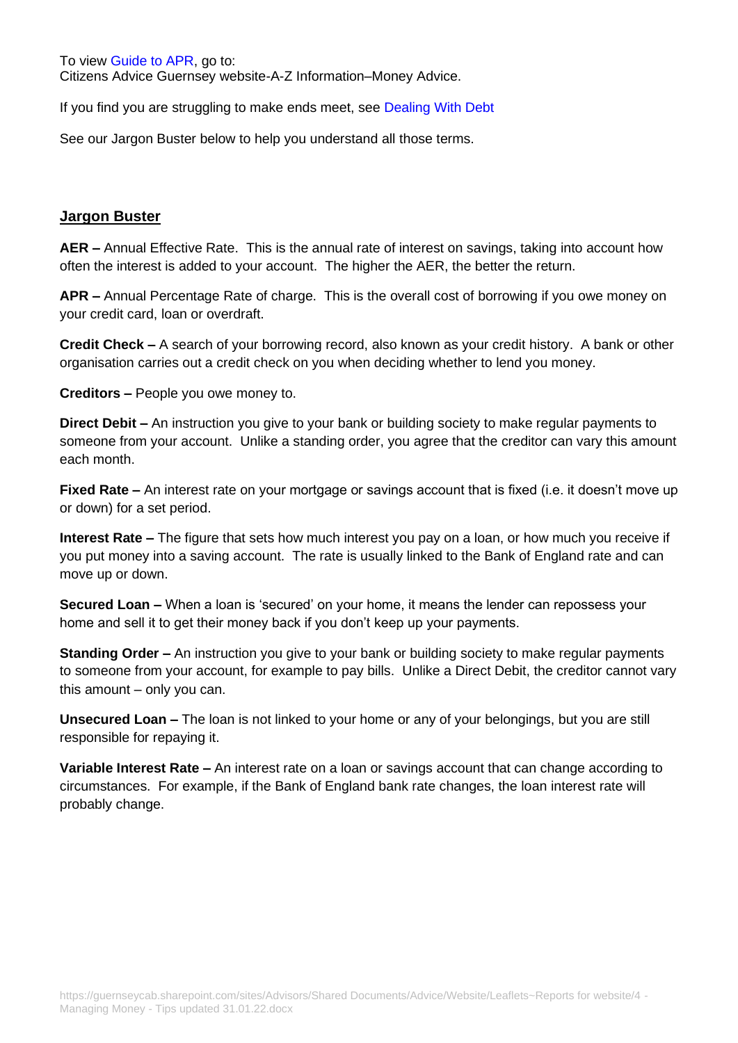To view Guide to APR, go to:
Citizens Advice Guernsey website-A-Z Information–Money Advice.

If you find you are struggling to make ends meet, see Dealing With Debt

See our Jargon Buster below to help you understand all those terms.

## Jargon Buster

**AER –** Annual Effective Rate. This is the annual rate of interest on savings, taking into account how often the interest is added to your account. The higher the AER, the better the return.

**APR –** Annual Percentage Rate of charge. This is the overall cost of borrowing if you owe money on your credit card, loan or overdraft.

**Credit Check –** A search of your borrowing record, also known as your credit history. A bank or other organisation carries out a credit check on you when deciding whether to lend you money.

**Creditors –** People you owe money to.

**Direct Debit –** An instruction you give to your bank or building society to make regular payments to someone from your account. Unlike a standing order, you agree that the creditor can vary this amount each month.

**Fixed Rate –** An interest rate on your mortgage or savings account that is fixed (i.e. it doesn't move up or down) for a set period.

**Interest Rate –** The figure that sets how much interest you pay on a loan, or how much you receive if you put money into a saving account. The rate is usually linked to the Bank of England rate and can move up or down.

**Secured Loan –** When a loan is 'secured' on your home, it means the lender can repossess your home and sell it to get their money back if you don't keep up your payments.

**Standing Order –** An instruction you give to your bank or building society to make regular payments to someone from your account, for example to pay bills. Unlike a Direct Debit, the creditor cannot vary this amount – only you can.

**Unsecured Loan –** The loan is not linked to your home or any of your belongings, but you are still responsible for repaying it.

**Variable Interest Rate –** An interest rate on a loan or savings account that can change according to circumstances. For example, if the Bank of England bank rate changes, the loan interest rate will probably change.